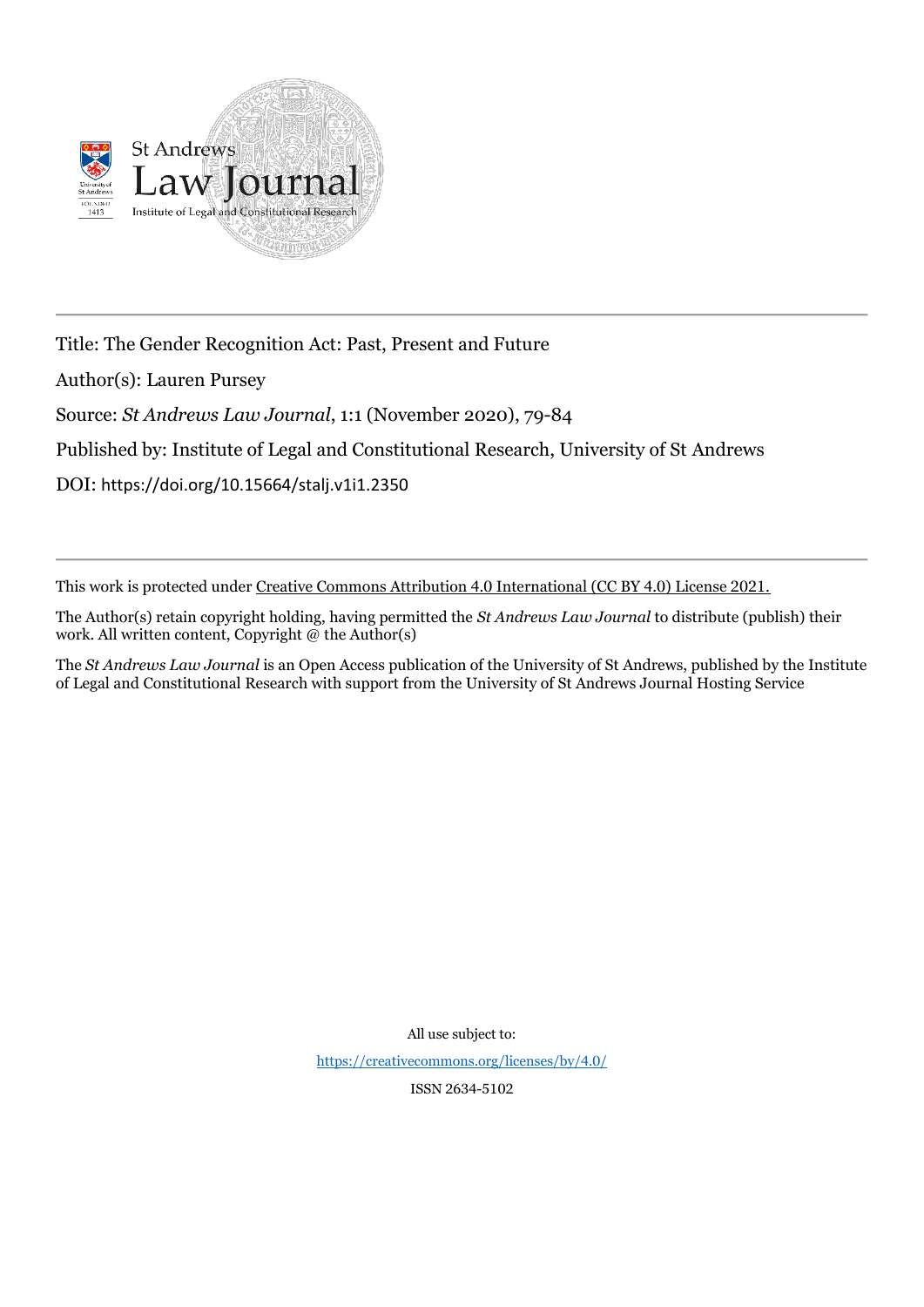St Andrews Law Journal

Institute of Legal and Constitutional Research

---

Title: The Gender Recognition Act: Past, Present and Future

Author(s): Lauren Pursey

Source: *St Andrews Law Journal*, 1:1 (November 2020), 79-84

Published by: Institute of Legal and Constitutional Research, University of St Andrews

DOI: https://doi.org/10.15664/stalj.v1i1.2350

---

This work is protected under Creative Commons Attribution 4.0 International (CC BY 4.0) License 2021.

The Author(s) retain copyright holding, having permitted the *St Andrews Law Journal* to distribute (publish) their work. All written content, Copyright @ the Author(s)

The *St Andrews Law Journal* is an Open Access publication of the University of St Andrews, published by the Institute of Legal and Constitutional Research with support from the University of St Andrews Journal Hosting Service

All use subject to:

https://creativecommons.org/licenses/by/4.0/

ISSN 2634-5102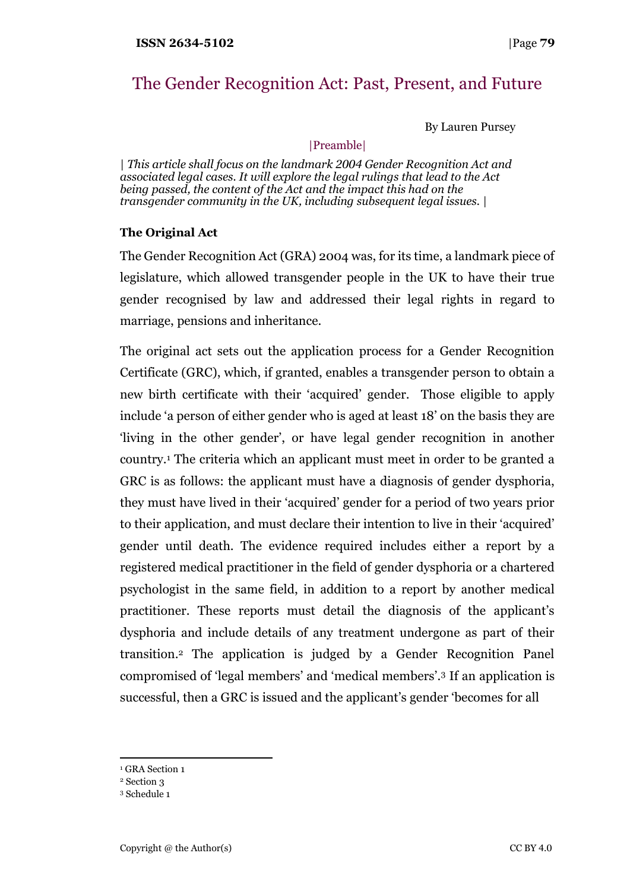# The Gender Recognition Act: Past, Present, and Future

By Lauren Pursey

|Preamble|

*| This article shall focus on the landmark 2004 Gender Recognition Act and associated legal cases. It will explore the legal rulings that lead to the Act being passed, the content of the Act and the impact this had on the transgender community in the UK, including subsequent legal issues. |*

**The Original Act**

The Gender Recognition Act (GRA) 2004 was, for its time, a landmark piece of legislature, which allowed transgender people in the UK to have their true gender recognised by law and addressed their legal rights in regard to marriage, pensions and inheritance.

The original act sets out the application process for a Gender Recognition Certificate (GRC), which, if granted, enables a transgender person to obtain a new birth certificate with their 'acquired' gender. Those eligible to apply include 'a person of either gender who is aged at least 18' on the basis they are 'living in the other gender', or have legal gender recognition in another country.[1] The criteria which an applicant must meet in order to be granted a GRC is as follows: the applicant must have a diagnosis of gender dysphoria, they must have lived in their 'acquired' gender for a period of two years prior to their application, and must declare their intention to live in their 'acquired' gender until death. The evidence required includes either a report by a registered medical practitioner in the field of gender dysphoria or a chartered psychologist in the same field, in addition to a report by another medical practitioner. These reports must detail the diagnosis of the applicant's dysphoria and include details of any treatment undergone as part of their transition.[2] The application is judged by a Gender Recognition Panel compromised of 'legal members' and 'medical members'.[3] If an application is successful, then a GRC is issued and the applicant's gender 'becomes for all

[1] GRA Section 1

[2] Section 3

[3] Schedule 1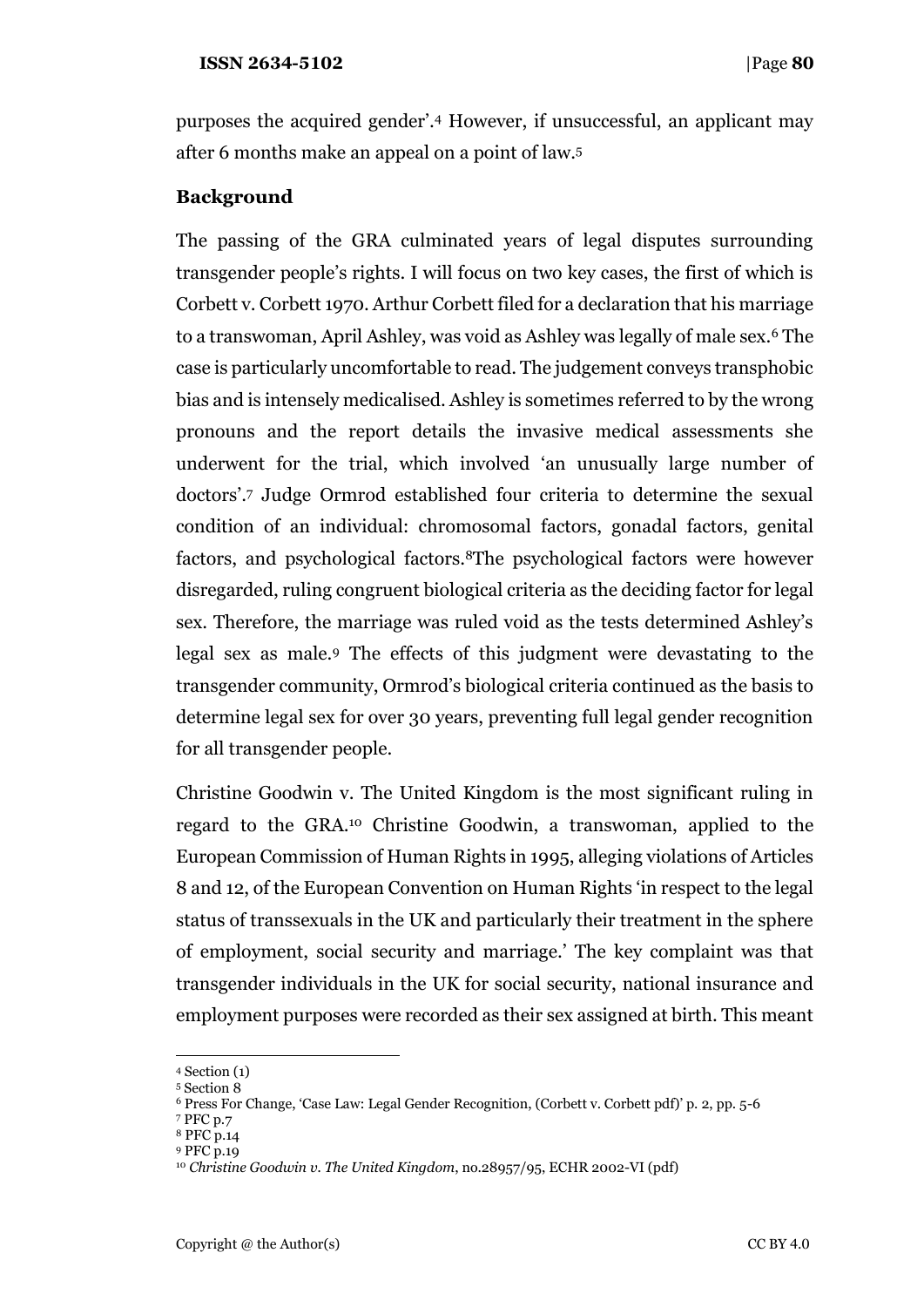purposes the acquired gender'.[4] However, if unsuccessful, an applicant may after 6 months make an appeal on a point of law.[5]

## Background

The passing of the GRA culminated years of legal disputes surrounding transgender people's rights. I will focus on two key cases, the first of which is Corbett v. Corbett 1970. Arthur Corbett filed for a declaration that his marriage to a transwoman, April Ashley, was void as Ashley was legally of male sex.[6] The case is particularly uncomfortable to read. The judgement conveys transphobic bias and is intensely medicalised. Ashley is sometimes referred to by the wrong pronouns and the report details the invasive medical assessments she underwent for the trial, which involved 'an unusually large number of doctors'.[7] Judge Ormrod established four criteria to determine the sexual condition of an individual: chromosomal factors, gonadal factors, genital factors, and psychological factors.[8]The psychological factors were however disregarded, ruling congruent biological criteria as the deciding factor for legal sex. Therefore, the marriage was ruled void as the tests determined Ashley's legal sex as male.[9] The effects of this judgment were devastating to the transgender community, Ormrod's biological criteria continued as the basis to determine legal sex for over 30 years, preventing full legal gender recognition for all transgender people.

Christine Goodwin v. The United Kingdom is the most significant ruling in regard to the GRA.[10] Christine Goodwin, a transwoman, applied to the European Commission of Human Rights in 1995, alleging violations of Articles 8 and 12, of the European Convention on Human Rights 'in respect to the legal status of transsexuals in the UK and particularly their treatment in the sphere of employment, social security and marriage.' The key complaint was that transgender individuals in the UK for social security, national insurance and employment purposes were recorded as their sex assigned at birth. This meant

---

[4] Section (1)

[5] Section 8

[6] Press For Change, 'Case Law: Legal Gender Recognition, (Corbett v. Corbett pdf)' p. 2, pp. 5-6

[7] PFC p.7

[8] PFC p.14

[9] PFC p.19

[10] *Christine Goodwin v. The United Kingdom*, no.28957/95, ECHR 2002-VI (pdf)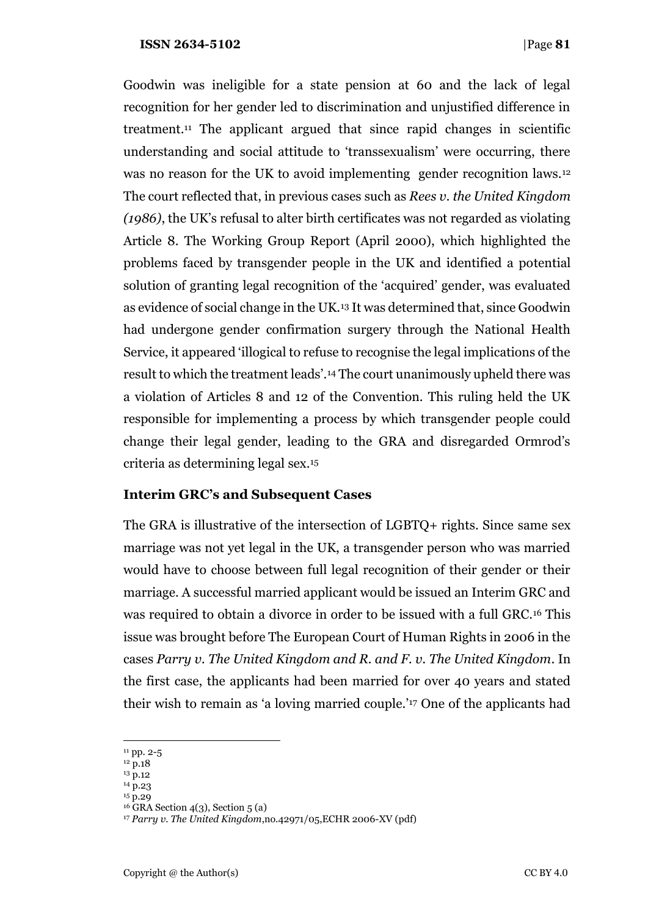Goodwin was ineligible for a state pension at 60 and the lack of legal recognition for her gender led to discrimination and unjustified difference in treatment.[11] The applicant argued that since rapid changes in scientific understanding and social attitude to 'transsexualism' were occurring, there was no reason for the UK to avoid implementing gender recognition laws.[12] The court reflected that, in previous cases such as *Rees v. the United Kingdom (1986)*, the UK's refusal to alter birth certificates was not regarded as violating Article 8. The Working Group Report (April 2000), which highlighted the problems faced by transgender people in the UK and identified a potential solution of granting legal recognition of the 'acquired' gender, was evaluated as evidence of social change in the UK.[13] It was determined that, since Goodwin had undergone gender confirmation surgery through the National Health Service, it appeared 'illogical to refuse to recognise the legal implications of the result to which the treatment leads'.[14] The court unanimously upheld there was a violation of Articles 8 and 12 of the Convention. This ruling held the UK responsible for implementing a process by which transgender people could change their legal gender, leading to the GRA and disregarded Ormrod's criteria as determining legal sex.[15]

### Interim GRC's and Subsequent Cases

The GRA is illustrative of the intersection of LGBTQ+ rights. Since same sex marriage was not yet legal in the UK, a transgender person who was married would have to choose between full legal recognition of their gender or their marriage. A successful married applicant would be issued an Interim GRC and was required to obtain a divorce in order to be issued with a full GRC.[16] This issue was brought before The European Court of Human Rights in 2006 in the cases *Parry v. The United Kingdom and R. and F. v. The United Kingdom*. In the first case, the applicants had been married for over 40 years and stated their wish to remain as 'a loving married couple.'[17] One of the applicants had

---

[11] pp. 2-5

[12] p.18

[13] p.12

[14] p.23

[15] p.29

[16] GRA Section 4(3), Section 5 (a)

[17] *Parry v. The United Kingdom*,no.42971/05,ECHR 2006-XV (pdf)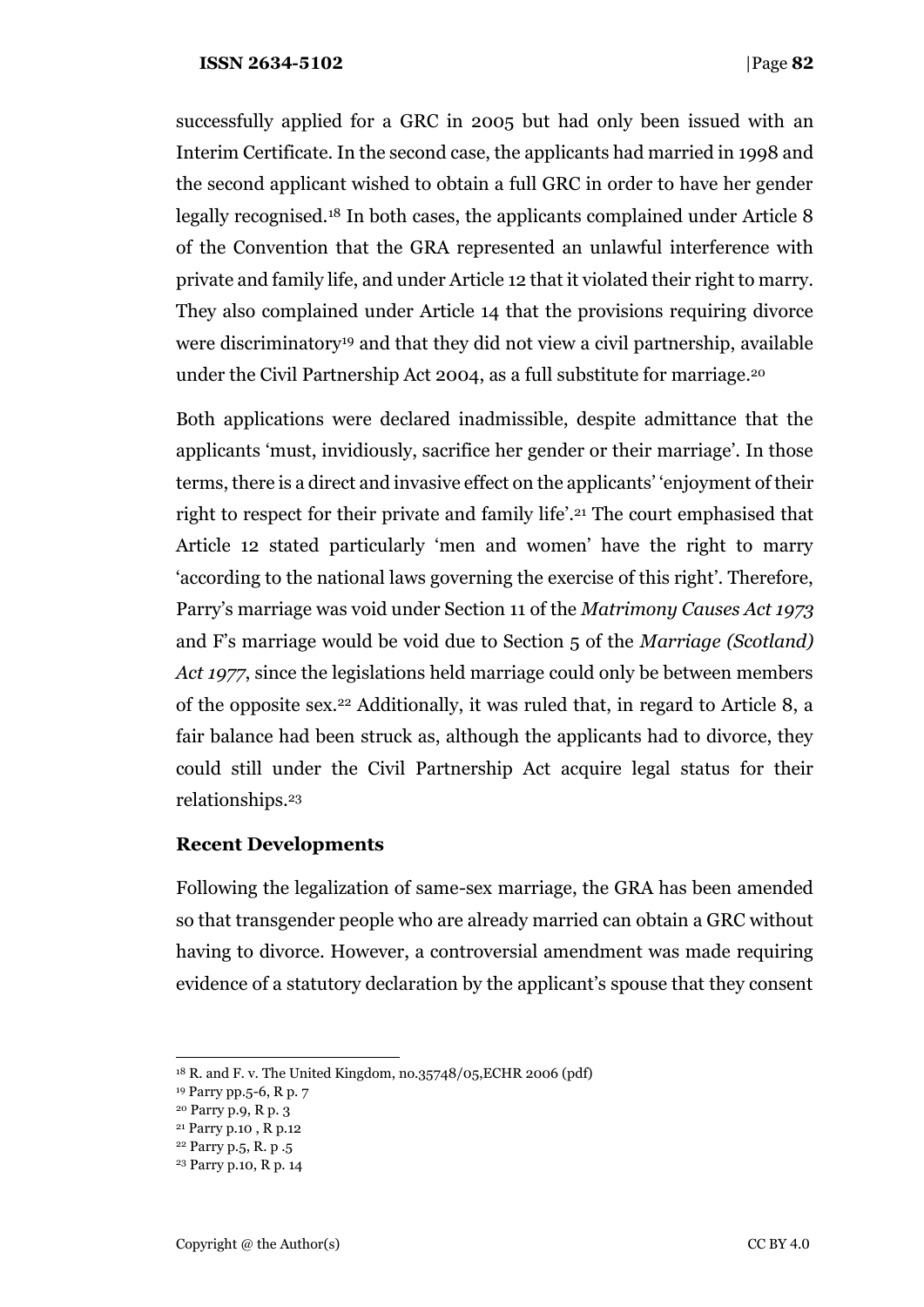successfully applied for a GRC in 2005 but had only been issued with an Interim Certificate. In the second case, the applicants had married in 1998 and the second applicant wished to obtain a full GRC in order to have her gender legally recognised.[18] In both cases, the applicants complained under Article 8 of the Convention that the GRA represented an unlawful interference with private and family life, and under Article 12 that it violated their right to marry. They also complained under Article 14 that the provisions requiring divorce were discriminatory[19] and that they did not view a civil partnership, available under the Civil Partnership Act 2004, as a full substitute for marriage.[20]

Both applications were declared inadmissible, despite admittance that the applicants 'must, invidiously, sacrifice her gender or their marriage'. In those terms, there is a direct and invasive effect on the applicants' 'enjoyment of their right to respect for their private and family life'.[21] The court emphasised that Article 12 stated particularly 'men and women' have the right to marry 'according to the national laws governing the exercise of this right'. Therefore, Parry's marriage was void under Section 11 of the *Matrimony Causes Act 1973* and F's marriage would be void due to Section 5 of the *Marriage (Scotland) Act 1977*, since the legislations held marriage could only be between members of the opposite sex.[22] Additionally, it was ruled that, in regard to Article 8, a fair balance had been struck as, although the applicants had to divorce, they could still under the Civil Partnership Act acquire legal status for their relationships.[23]

### Recent Developments

Following the legalization of same-sex marriage, the GRA has been amended so that transgender people who are already married can obtain a GRC without having to divorce. However, a controversial amendment was made requiring evidence of a statutory declaration by the applicant's spouse that they consent

---

[18] R. and F. v. The United Kingdom, no.35748/05,ECHR 2006 (pdf)

[19] Parry pp.5-6, R p. 7

[20] Parry p.9, R p. 3

[21] Parry p.10 , R p.12

[22] Parry p.5, R. p .5

[23] Parry p.10, R p. 14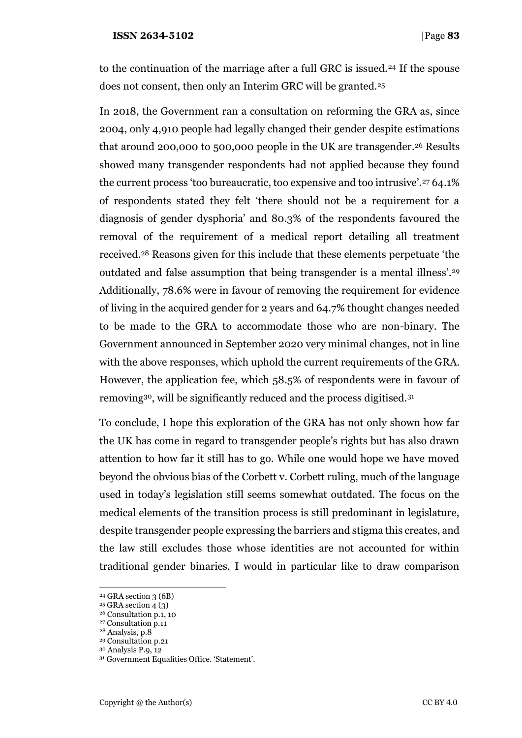to the continuation of the marriage after a full GRC is issued.[24] If the spouse does not consent, then only an Interim GRC will be granted.[25]

In 2018, the Government ran a consultation on reforming the GRA as, since 2004, only 4,910 people had legally changed their gender despite estimations that around 200,000 to 500,000 people in the UK are transgender.[26] Results showed many transgender respondents had not applied because they found the current process 'too bureaucratic, too expensive and too intrusive'.[27] 64.1% of respondents stated they felt 'there should not be a requirement for a diagnosis of gender dysphoria' and 80.3% of the respondents favoured the removal of the requirement of a medical report detailing all treatment received.[28] Reasons given for this include that these elements perpetuate 'the outdated and false assumption that being transgender is a mental illness'.[29] Additionally, 78.6% were in favour of removing the requirement for evidence of living in the acquired gender for 2 years and 64.7% thought changes needed to be made to the GRA to accommodate those who are non-binary. The Government announced in September 2020 very minimal changes, not in line with the above responses, which uphold the current requirements of the GRA. However, the application fee, which 58.5% of respondents were in favour of removing[30], will be significantly reduced and the process digitised.[31]

To conclude, I hope this exploration of the GRA has not only shown how far the UK has come in regard to transgender people's rights but has also drawn attention to how far it still has to go. While one would hope we have moved beyond the obvious bias of the Corbett v. Corbett ruling, much of the language used in today's legislation still seems somewhat outdated. The focus on the medical elements of the transition process is still predominant in legislature, despite transgender people expressing the barriers and stigma this creates, and the law still excludes those whose identities are not accounted for within traditional gender binaries. I would in particular like to draw comparison

[24] GRA section 3 (6B)
[25] GRA section 4 (3)
[26] Consultation p.1, 10
[27] Consultation p.11
[28] Analysis, p.8
[29] Consultation p.21
[30] Analysis P.9, 12
[31] Government Equalities Office. 'Statement'.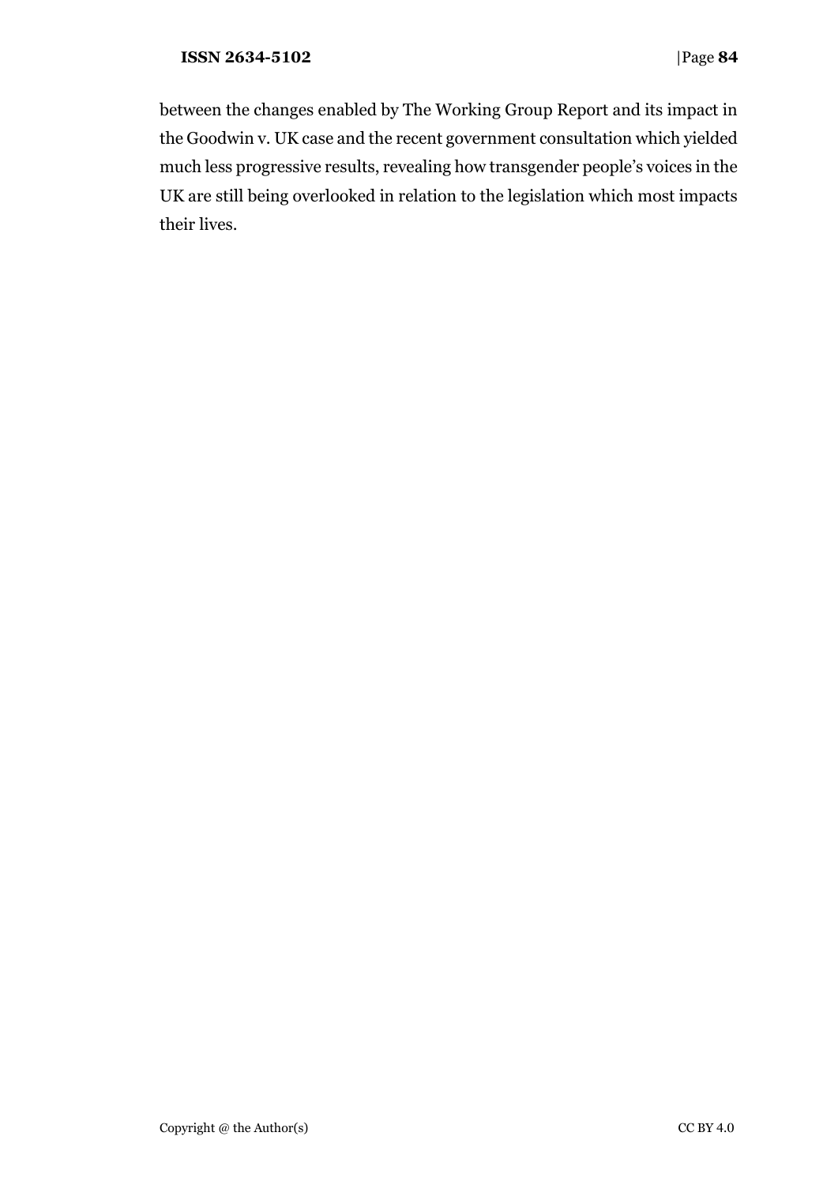between the changes enabled by The Working Group Report and its impact in the Goodwin v. UK case and the recent government consultation which yielded much less progressive results, revealing how transgender people's voices in the UK are still being overlooked in relation to the legislation which most impacts their lives.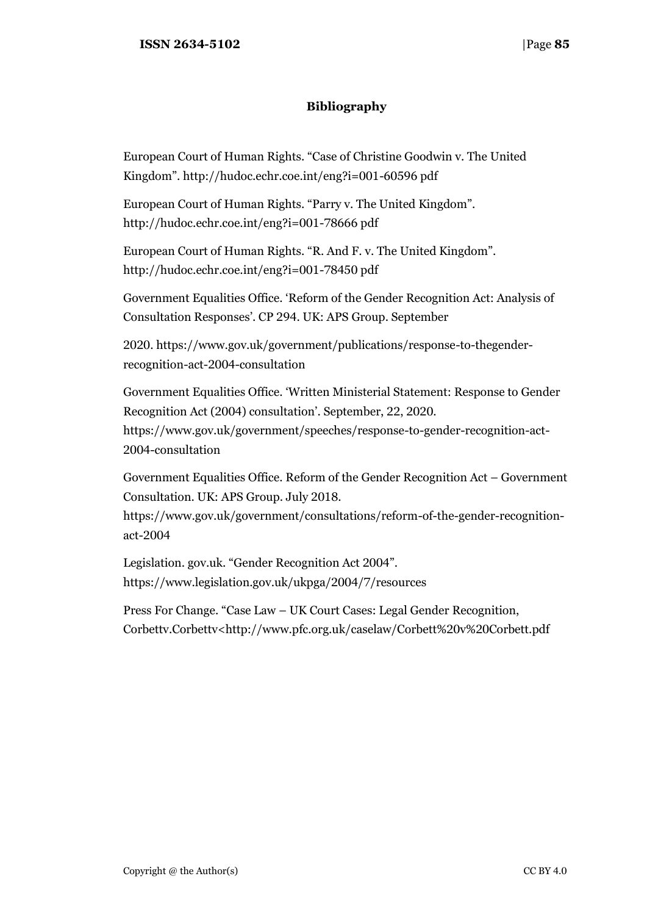## Bibliography

European Court of Human Rights. "Case of Christine Goodwin v. The United Kingdom". http://hudoc.echr.coe.int/eng?i=001-60596 pdf

European Court of Human Rights. "Parry v. The United Kingdom". http://hudoc.echr.coe.int/eng?i=001-78666 pdf

European Court of Human Rights. "R. And F. v. The United Kingdom". http://hudoc.echr.coe.int/eng?i=001-78450 pdf

Government Equalities Office. 'Reform of the Gender Recognition Act: Analysis of Consultation Responses'. CP 294. UK: APS Group. September

2020. https://www.gov.uk/government/publications/response-to-thegender-recognition-act-2004-consultation

Government Equalities Office. 'Written Ministerial Statement: Response to Gender Recognition Act (2004) consultation'. September, 22, 2020. https://www.gov.uk/government/speeches/response-to-gender-recognition-act-2004-consultation

Government Equalities Office. Reform of the Gender Recognition Act – Government Consultation. UK: APS Group. July 2018. https://www.gov.uk/government/consultations/reform-of-the-gender-recognition-act-2004

Legislation. gov.uk. "Gender Recognition Act 2004". https://www.legislation.gov.uk/ukpga/2004/7/resources

Press For Change. "Case Law – UK Court Cases: Legal Gender Recognition, Corbettv.Corbettv<http://www.pfc.org.uk/caselaw/Corbett%20v%20Corbett.pdf